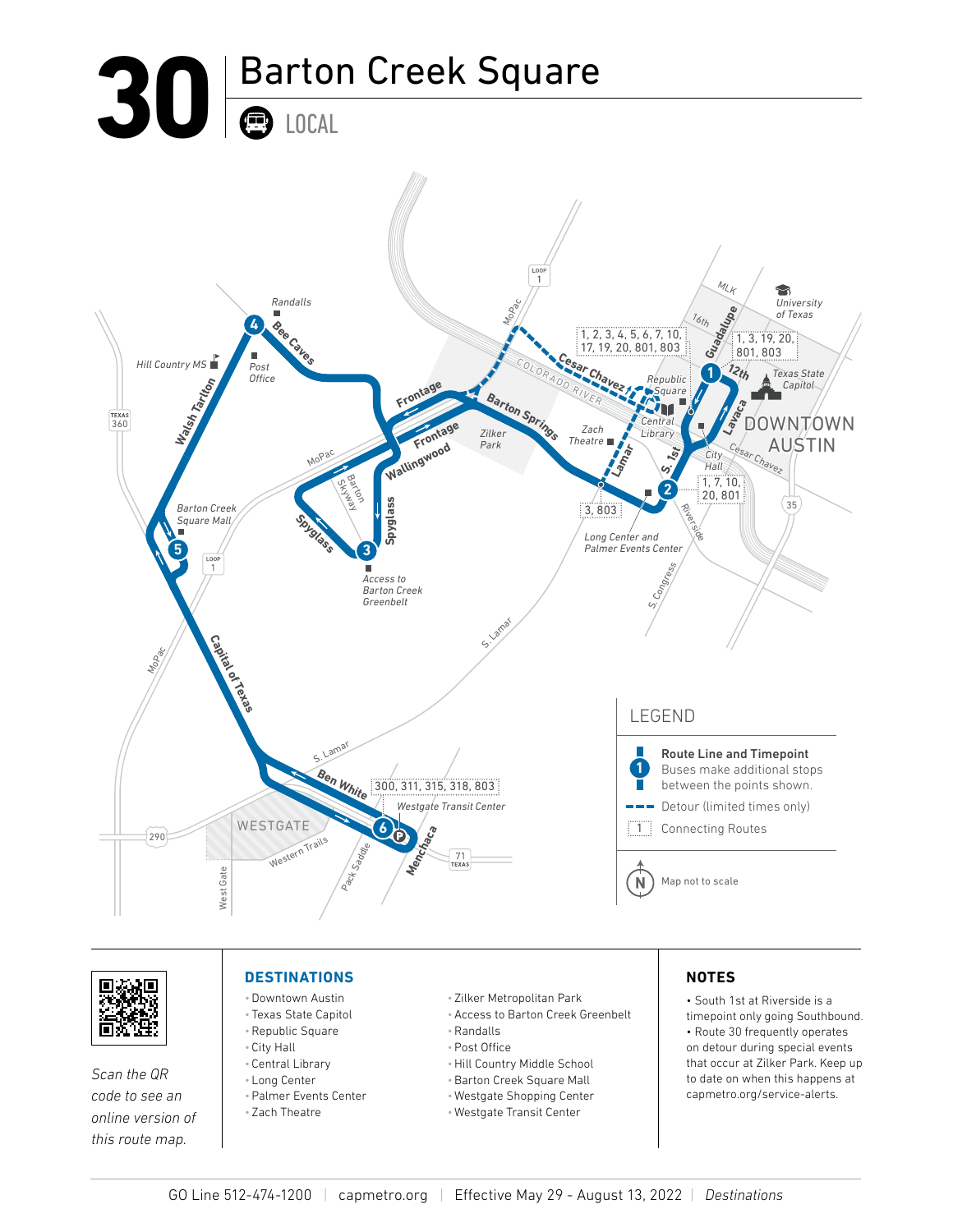# 30 Barton Creek Square

LOCAL

LEGEND

- Route Line and Timepoint — Buses make additional stops between the points shown.
- Detour (limited times only)
- Connecting Routes

Map not to scale

Scan the QR code to see an online version of this route map.

## DESTINATIONS

- Downtown Austin
- Texas State Capitol
- Republic Square
- City Hall
- Central Library
- Long Center
- Palmer Events Center
- Zach Theatre
- Zilker Metropolitan Park
- Access to Barton Creek Greenbelt
- Randalls
- Post Office
- Hill Country Middle School
- Barton Creek Square Mall
- Westgate Shopping Center
- Westgate Transit Center

## NOTES

- South 1st at Riverside is a timepoint only going Southbound.
- Route 30 frequently operates on detour during special events that occur at Zilker Park. Keep up to date on when this happens at capmetro.org/service-alerts.

GO Line 512-474-1200 | capmetro.org | Effective May 29 - August 13, 2022 | *Destinations*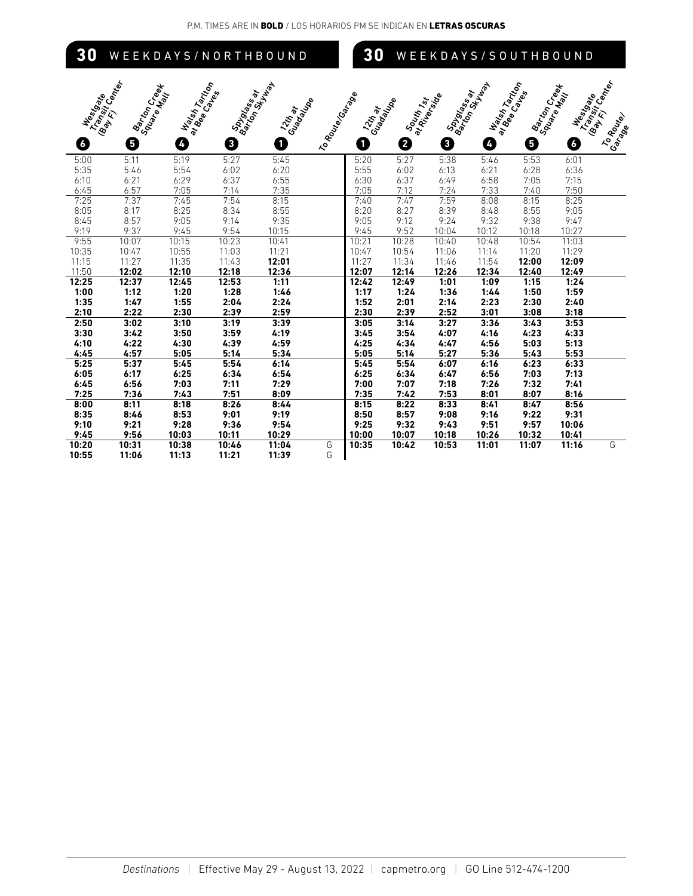P.M. TIMES ARE IN **BOLD** / LOS HORARIOS PM SE INDICAN EN **LETRAS OSCURAS**

## 30 WEEKDAYS/NORTHBOUND

| Westgate Transit Center (Bay F) 6 | Barton Creek Square Mall 5 | Walsh Tarlton at Bee Caves 4 | Spyglass at Barton Skyway 3 | 12th at Guadalupe 1 | To Route/Garage |
|---|---|---|---|---|---|
| 5:00 | 5:11 | 5:19 | 5:27 | 5:45 | |
| 5:35 | 5:46 | 5:54 | 6:02 | 6:20 | |
| 6:10 | 6:21 | 6:29 | 6:37 | 6:55 | |
| 6:45 | 6:57 | 7:05 | 7:14 | 7:35 | |
| 7:25 | 7:37 | 7:45 | 7:54 | 8:15 | |
| 8:05 | 8:17 | 8:25 | 8:34 | 8:55 | |
| 8:45 | 8:57 | 9:05 | 9:14 | 9:35 | |
| 9:19 | 9:37 | 9:45 | 9:54 | 10:15 | |
| 9:55 | 10:07 | 10:15 | 10:23 | 10:41 | |
| 10:35 | 10:47 | 10:55 | 11:03 | 11:21 | |
| 11:15 | 11:27 | 11:35 | 11:43 | **12:01** | |
| 11:50 | **12:02** | **12:10** | **12:18** | **12:36** | |
| **12:25** | **12:37** | **12:45** | **12:53** | **1:11** | |
| **1:00** | **1:12** | **1:20** | **1:28** | **1:46** | |
| **1:35** | **1:47** | **1:55** | **2:04** | **2:24** | |
| **2:10** | **2:22** | **2:30** | **2:39** | **2:59** | |
| **2:50** | **3:02** | **3:10** | **3:19** | **3:39** | |
| **3:30** | **3:42** | **3:50** | **3:59** | **4:19** | |
| **4:10** | **4:22** | **4:30** | **4:39** | **4:59** | |
| **4:45** | **4:57** | **5:05** | **5:14** | **5:34** | |
| **5:25** | **5:37** | **5:45** | **5:54** | **6:14** | |
| **6:05** | **6:17** | **6:25** | **6:34** | **6:54** | |
| **6:45** | **6:56** | **7:03** | **7:11** | **7:29** | |
| **7:25** | **7:36** | **7:43** | **7:51** | **8:09** | |
| **8:00** | **8:11** | **8:18** | **8:26** | **8:44** | |
| **8:35** | **8:46** | **8:53** | **9:01** | **9:19** | |
| **9:10** | **9:21** | **9:28** | **9:36** | **9:54** | |
| **9:45** | **9:56** | **10:03** | **10:11** | **10:29** | |
| **10:20** | **10:31** | **10:38** | **10:46** | **11:04** | G |
| **10:55** | **11:06** | **11:13** | **11:21** | **11:39** | G |

## 30 WEEKDAYS/SOUTHBOUND

| 12th at Guadalupe 1 | South 1st at Riverside 2 | Spyglass at Barton Skyway 3 | Walsh Tarlton at Bee Caves 4 | Barton Creek Square Mall 5 | Westgate Transit Center (Bay F) 6 | To Route/Garage |
|---|---|---|---|---|---|---|
| 5:20 | 5:27 | 5:38 | 5:46 | 5:53 | 6:01 | |
| 5:55 | 6:02 | 6:13 | 6:21 | 6:28 | 6:36 | |
| 6:30 | 6:37 | 6:49 | 6:58 | 7:05 | 7:15 | |
| 7:05 | 7:12 | 7:24 | 7:33 | 7:40 | 7:50 | |
| 7:40 | 7:47 | 7:59 | 8:08 | 8:15 | 8:25 | |
| 8:20 | 8:27 | 8:39 | 8:48 | 8:55 | 9:05 | |
| 9:05 | 9:12 | 9:24 | 9:32 | 9:38 | 9:47 | |
| 9:45 | 9:52 | 10:04 | 10:12 | 10:18 | 10:27 | |
| 10:21 | 10:28 | 10:40 | 10:48 | 10:54 | 11:03 | |
| 10:47 | 10:54 | 11:06 | 11:14 | 11:20 | 11:29 | |
| 11:27 | 11:34 | 11:46 | 11:54 | **12:00** | **12:09** | |
| **12:07** | **12:14** | **12:26** | **12:34** | **12:40** | **12:49** | |
| **12:42** | **12:49** | **1:01** | **1:09** | **1:15** | **1:24** | |
| **1:17** | **1:24** | **1:36** | **1:44** | **1:50** | **1:59** | |
| **1:52** | **2:01** | **2:14** | **2:23** | **2:30** | **2:40** | |
| **2:30** | **2:39** | **2:52** | **3:01** | **3:08** | **3:18** | |
| **3:05** | **3:14** | **3:27** | **3:36** | **3:43** | **3:53** | |
| **3:45** | **3:54** | **4:07** | **4:16** | **4:23** | **4:33** | |
| **4:25** | **4:34** | **4:47** | **4:56** | **5:03** | **5:13** | |
| **5:05** | **5:14** | **5:27** | **5:36** | **5:43** | **5:53** | |
| **5:45** | **5:54** | **6:07** | **6:16** | **6:23** | **6:33** | |
| **6:25** | **6:34** | **6:47** | **6:56** | **7:03** | **7:13** | |
| **7:00** | **7:07** | **7:18** | **7:26** | **7:32** | **7:41** | |
| **7:35** | **7:42** | **7:53** | **8:01** | **8:07** | **8:16** | |
| **8:15** | **8:22** | **8:33** | **8:41** | **8:47** | **8:56** | |
| **8:50** | **8:57** | **9:08** | **9:16** | **9:22** | **9:31** | |
| **9:25** | **9:32** | **9:43** | **9:51** | **9:57** | **10:06** | |
| **10:00** | **10:07** | **10:18** | **10:26** | **10:32** | **10:41** | |
| **10:35** | **10:42** | **10:53** | **11:01** | **11:07** | **11:16** | G |

*Destinations* | Effective May 29 - August 13, 2022 | capmetro.org | GO Line 512-474-1200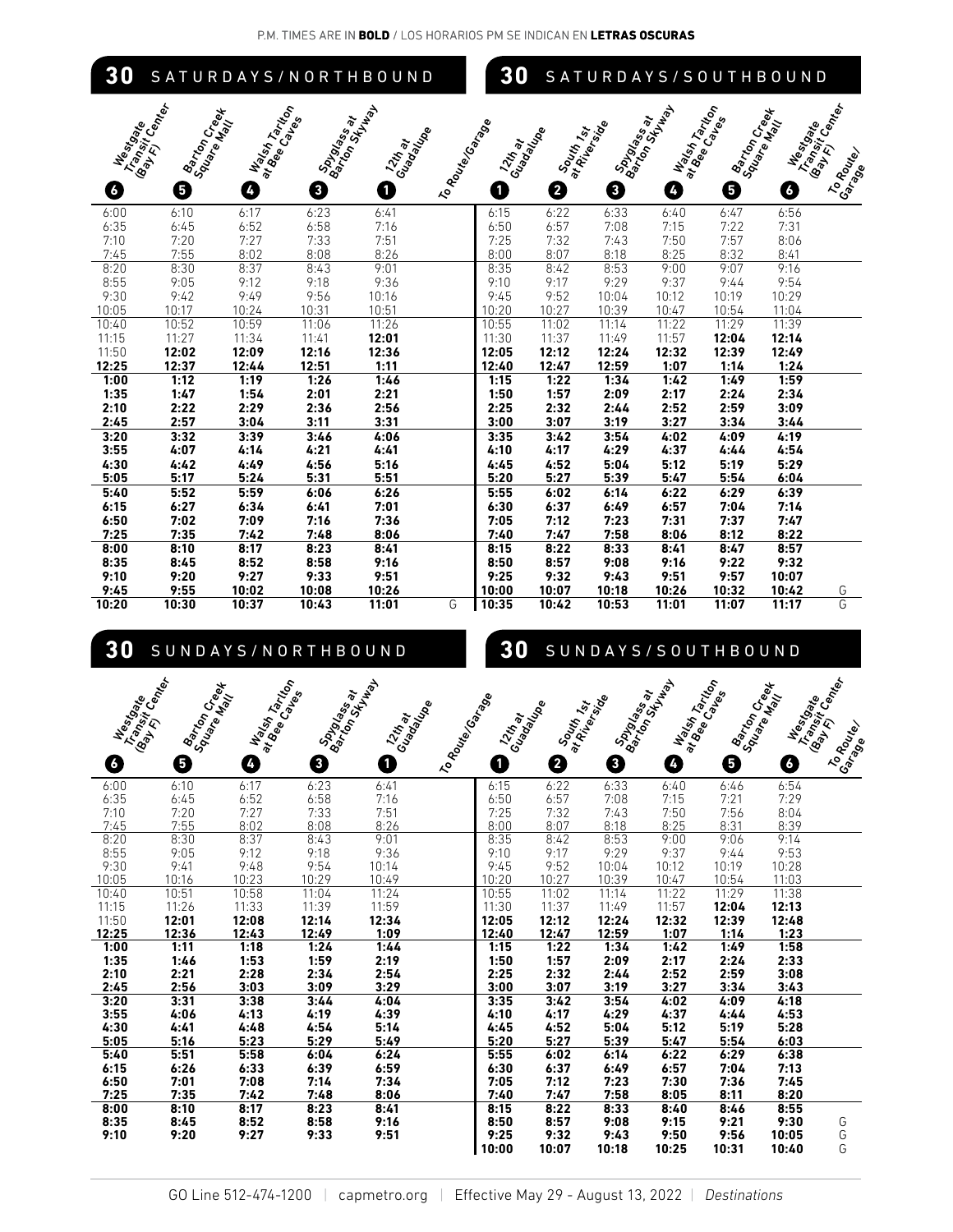P.M. TIMES ARE IN **BOLD** / LOS HORARIOS PM SE INDICAN EN **LETRAS OSCURAS**

## 30 SATURDAYS/NORTHBOUND

| 6 Westgate Transit Center (Bay F) | 5 Barton Creek Square Mall | 4 Walsh Tarlton at Bee Caves | 3 Spyglass at Barton Skyway | 1 12th at Guadalupe | To Route/Garage |
|---|---|---|---|---|---|
| 6:00 | 6:10 | 6:17 | 6:23 | 6:41 | |
| 6:35 | 6:45 | 6:52 | 6:58 | 7:16 | |
| 7:10 | 7:20 | 7:27 | 7:33 | 7:51 | |
| 7:45 | 7:55 | 8:02 | 8:08 | 8:26 | |
| 8:20 | 8:30 | 8:37 | 8:43 | 9:01 | |
| 8:55 | 9:05 | 9:12 | 9:18 | 9:36 | |
| 9:30 | 9:42 | 9:49 | 9:56 | 10:16 | |
| 10:05 | 10:17 | 10:24 | 10:31 | 10:51 | |
| 10:40 | 10:52 | 10:59 | 11:06 | 11:26 | |
| 11:15 | 11:27 | 11:34 | 11:41 | **12:01** | |
| 11:50 | **12:02** | **12:09** | **12:16** | **12:36** | |
| **12:25** | **12:37** | **12:44** | **12:51** | **1:11** | |
| **1:00** | **1:12** | **1:19** | **1:26** | **1:46** | |
| **1:35** | **1:47** | **1:54** | **2:01** | **2:21** | |
| **2:10** | **2:22** | **2:29** | **2:36** | **2:56** | |
| **2:45** | **2:57** | **3:04** | **3:11** | **3:31** | |
| **3:20** | **3:32** | **3:39** | **3:46** | **4:06** | |
| **3:55** | **4:07** | **4:14** | **4:21** | **4:41** | |
| **4:30** | **4:42** | **4:49** | **4:56** | **5:16** | |
| **5:05** | **5:17** | **5:24** | **5:31** | **5:51** | |
| **5:40** | **5:52** | **5:59** | **6:06** | **6:26** | |
| **6:15** | **6:27** | **6:34** | **6:41** | **7:01** | |
| **6:50** | **7:02** | **7:09** | **7:16** | **7:36** | |
| **7:25** | **7:35** | **7:42** | **7:48** | **8:06** | |
| **8:00** | **8:10** | **8:17** | **8:23** | **8:41** | |
| **8:35** | **8:45** | **8:52** | **8:58** | **9:16** | |
| **9:10** | **9:20** | **9:27** | **9:33** | **9:51** | |
| **9:45** | **9:55** | **10:02** | **10:08** | **10:26** | |
| **10:20** | **10:30** | **10:37** | **10:43** | **11:01** | G |

## 30 SATURDAYS/SOUTHBOUND

| 1 12th at Guadalupe | 2 South 1st at Riverside | 3 Spyglass at Barton Skyway | 4 Walsh Tarlton at Bee Caves | 5 Barton Creek Square Mall | 6 Westgate Transit Center (Bay F) | To Route/Garage |
|---|---|---|---|---|---|---|
| 6:15 | 6:22 | 6:33 | 6:40 | 6:47 | 6:56 | |
| 6:50 | 6:57 | 7:08 | 7:15 | 7:22 | 7:31 | |
| 7:25 | 7:32 | 7:43 | 7:50 | 7:57 | 8:06 | |
| 8:00 | 8:07 | 8:18 | 8:25 | 8:32 | 8:41 | |
| 8:35 | 8:42 | 8:53 | 9:00 | 9:07 | 9:16 | |
| 9:10 | 9:17 | 9:29 | 9:37 | 9:44 | 9:54 | |
| 9:45 | 9:52 | 10:04 | 10:12 | 10:19 | 10:29 | |
| 10:20 | 10:27 | 10:39 | 10:47 | 10:54 | 11:04 | |
| 10:55 | 11:02 | 11:14 | 11:22 | 11:29 | 11:39 | |
| 11:30 | 11:37 | 11:49 | 11:57 | **12:04** | **12:14** | |
| **12:05** | **12:12** | **12:24** | **12:32** | **12:39** | **12:49** | |
| **12:40** | **12:47** | **12:59** | **1:07** | **1:14** | **1:24** | |
| **1:15** | **1:22** | **1:34** | **1:42** | **1:49** | **1:59** | |
| **1:50** | **1:57** | **2:09** | **2:17** | **2:24** | **2:34** | |
| **2:25** | **2:32** | **2:44** | **2:52** | **2:59** | **3:09** | |
| **3:00** | **3:07** | **3:19** | **3:27** | **3:34** | **3:44** | |
| **3:35** | **3:42** | **3:54** | **4:02** | **4:09** | **4:19** | |
| **4:10** | **4:17** | **4:29** | **4:37** | **4:44** | **4:54** | |
| **4:45** | **4:52** | **5:04** | **5:12** | **5:19** | **5:29** | |
| **5:20** | **5:27** | **5:39** | **5:47** | **5:54** | **6:04** | |
| **5:55** | **6:02** | **6:14** | **6:22** | **6:29** | **6:39** | |
| **6:30** | **6:37** | **6:49** | **6:57** | **7:04** | **7:14** | |
| **7:05** | **7:12** | **7:23** | **7:31** | **7:37** | **7:47** | |
| **7:40** | **7:47** | **7:58** | **8:06** | **8:12** | **8:22** | |
| **8:15** | **8:22** | **8:33** | **8:41** | **8:47** | **8:57** | |
| **8:50** | **8:57** | **9:08** | **9:16** | **9:22** | **9:32** | |
| **9:25** | **9:32** | **9:43** | **9:51** | **9:57** | **10:07** | |
| **10:00** | **10:07** | **10:18** | **10:26** | **10:32** | **10:42** | G |
| **10:35** | **10:42** | **10:53** | **11:01** | **11:07** | **11:17** | G |

## 30 SUNDAYS/NORTHBOUND

| 6 Westgate Transit Center (Bay F) | 5 Barton Creek Square Mall | 4 Walsh Tarlton at Bee Caves | 3 Spyglass at Barton Skyway | 1 12th at Guadalupe | To Route/Garage |
|---|---|---|---|---|---|
| 6:00 | 6:10 | 6:17 | 6:23 | 6:41 | |
| 6:35 | 6:45 | 6:52 | 6:58 | 7:16 | |
| 7:10 | 7:20 | 7:27 | 7:33 | 7:51 | |
| 7:45 | 7:55 | 8:02 | 8:08 | 8:26 | |
| 8:20 | 8:30 | 8:37 | 8:43 | 9:01 | |
| 8:55 | 9:05 | 9:12 | 9:18 | 9:36 | |
| 9:30 | 9:41 | 9:48 | 9:54 | 10:14 | |
| 10:05 | 10:16 | 10:23 | 10:29 | 10:49 | |
| 10:40 | 10:51 | 10:58 | 11:04 | 11:24 | |
| 11:15 | 11:26 | 11:33 | 11:39 | 11:59 | |
| 11:50 | **12:01** | **12:08** | **12:14** | **12:34** | |
| **12:25** | **12:36** | **12:43** | **12:49** | **1:09** | |
| **1:00** | **1:11** | **1:18** | **1:24** | **1:44** | |
| **1:35** | **1:46** | **1:53** | **1:59** | **2:19** | |
| **2:10** | **2:21** | **2:28** | **2:34** | **2:54** | |
| **2:45** | **2:56** | **3:03** | **3:09** | **3:29** | |
| **3:20** | **3:31** | **3:38** | **3:44** | **4:04** | |
| **3:55** | **4:06** | **4:13** | **4:19** | **4:39** | |
| **4:30** | **4:41** | **4:48** | **4:54** | **5:14** | |
| **5:05** | **5:16** | **5:23** | **5:29** | **5:49** | |
| **5:40** | **5:51** | **5:58** | **6:04** | **6:24** | |
| **6:15** | **6:26** | **6:33** | **6:39** | **6:59** | |
| **6:50** | **7:01** | **7:08** | **7:14** | **7:34** | |
| **7:25** | **7:35** | **7:42** | **7:48** | **8:06** | |
| **8:00** | **8:10** | **8:17** | **8:23** | **8:41** | |
| **8:35** | **8:45** | **8:52** | **8:58** | **9:16** | |
| **9:10** | **9:20** | **9:27** | **9:33** | **9:51** | |

## 30 SUNDAYS/SOUTHBOUND

| 1 12th at Guadalupe | 2 South 1st at Riverside | 3 Spyglass at Barton Skyway | 4 Walsh Tarlton at Bee Caves | 5 Barton Creek Square Mall | 6 Westgate Transit Center (Bay F) | To Route/Garage |
|---|---|---|---|---|---|---|
| 6:15 | 6:22 | 6:33 | 6:40 | 6:46 | 6:54 | |
| 6:50 | 6:57 | 7:08 | 7:15 | 7:21 | 7:29 | |
| 7:25 | 7:32 | 7:43 | 7:50 | 7:56 | 8:04 | |
| 8:00 | 8:07 | 8:18 | 8:25 | 8:31 | 8:39 | |
| 8:35 | 8:42 | 8:53 | 9:00 | 9:06 | 9:14 | |
| 9:10 | 9:17 | 9:29 | 9:37 | 9:44 | 9:53 | |
| 9:45 | 9:52 | 10:04 | 10:12 | 10:19 | 10:28 | |
| 10:20 | 10:27 | 10:39 | 10:47 | 10:54 | 11:03 | |
| 10:55 | 11:02 | 11:14 | 11:22 | 11:29 | 11:38 | |
| 11:30 | 11:37 | 11:49 | 11:57 | **12:04** | **12:13** | |
| **12:05** | **12:12** | **12:24** | **12:32** | **12:39** | **12:48** | |
| **12:40** | **12:47** | **12:59** | **1:07** | **1:14** | **1:23** | |
| **1:15** | **1:22** | **1:34** | **1:42** | **1:49** | **1:58** | |
| **1:50** | **1:57** | **2:09** | **2:17** | **2:24** | **2:33** | |
| **2:25** | **2:32** | **2:44** | **2:52** | **2:59** | **3:08** | |
| **3:00** | **3:07** | **3:19** | **3:27** | **3:34** | **3:43** | |
| **3:35** | **3:42** | **3:54** | **4:02** | **4:09** | **4:18** | |
| **4:10** | **4:17** | **4:29** | **4:37** | **4:44** | **4:53** | |
| **4:45** | **4:52** | **5:04** | **5:12** | **5:19** | **5:28** | |
| **5:20** | **5:27** | **5:39** | **5:47** | **5:54** | **6:03** | |
| **5:55** | **6:02** | **6:14** | **6:22** | **6:29** | **6:38** | |
| **6:30** | **6:37** | **6:49** | **6:57** | **7:04** | **7:13** | |
| **7:05** | **7:12** | **7:23** | **7:30** | **7:36** | **7:45** | |
| **7:40** | **7:47** | **7:58** | **8:05** | **8:11** | **8:20** | |
| **8:15** | **8:22** | **8:33** | **8:40** | **8:46** | **8:55** | |
| **8:50** | **8:57** | **9:08** | **9:15** | **9:21** | **9:30** | G |
| **9:25** | **9:32** | **9:43** | **9:50** | **9:56** | **10:05** | G |
| **10:00** | **10:07** | **10:18** | **10:25** | **10:31** | **10:40** | G |

GO Line 512-474-1200 | capmetro.org | Effective May 29 - August 13, 2022 | *Destinations*